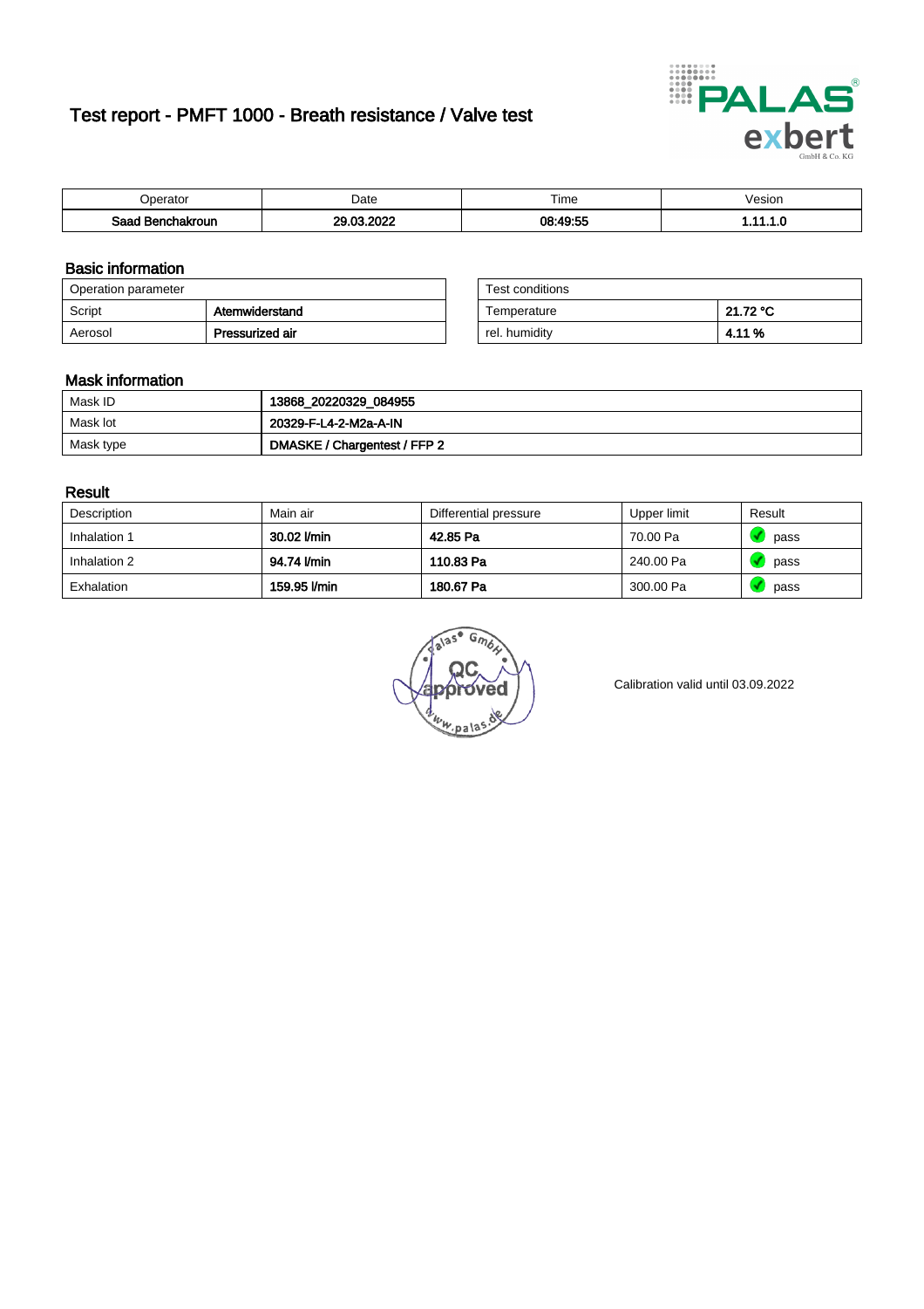# Test report - PMFT 1000 - Breath resistance / Valve test

| Operator | Date | Time | Vesion |
|---|---|---|---|
| **Saad Benchakroun** | **29.03.2022** | **08:49:55** | **1.11.1.0** |

## Basic information

| Operation parameter | |
|---|---|
| Script | **Atemwiderstand** |
| Aerosol | **Pressurized air** |

| Test conditions | |
|---|---|
| Temperature | **21.72 °C** |
| rel. humidity | **4.11 %** |

## Mask information

| | |
|---|---|
| Mask ID | **13868_20220329_084955** |
| Mask lot | **20329-F-L4-2-M2a-A-IN** |
| Mask type | **DMASKE / Chargentest / FFP 2** |

## Result

| Description | Main air | Differential pressure | Upper limit | Result |
|---|---|---|---|---|
| Inhalation 1 | **30.02 l/min** | **42.85 Pa** | 70.00 Pa | pass |
| Inhalation 2 | **94.74 l/min** | **110.83 Pa** | 240.00 Pa | pass |
| Exhalation | **159.95 l/min** | **180.67 Pa** | 300.00 Pa | pass |

palas GmbH QC approved www.palas.de

Calibration valid until 03.09.2022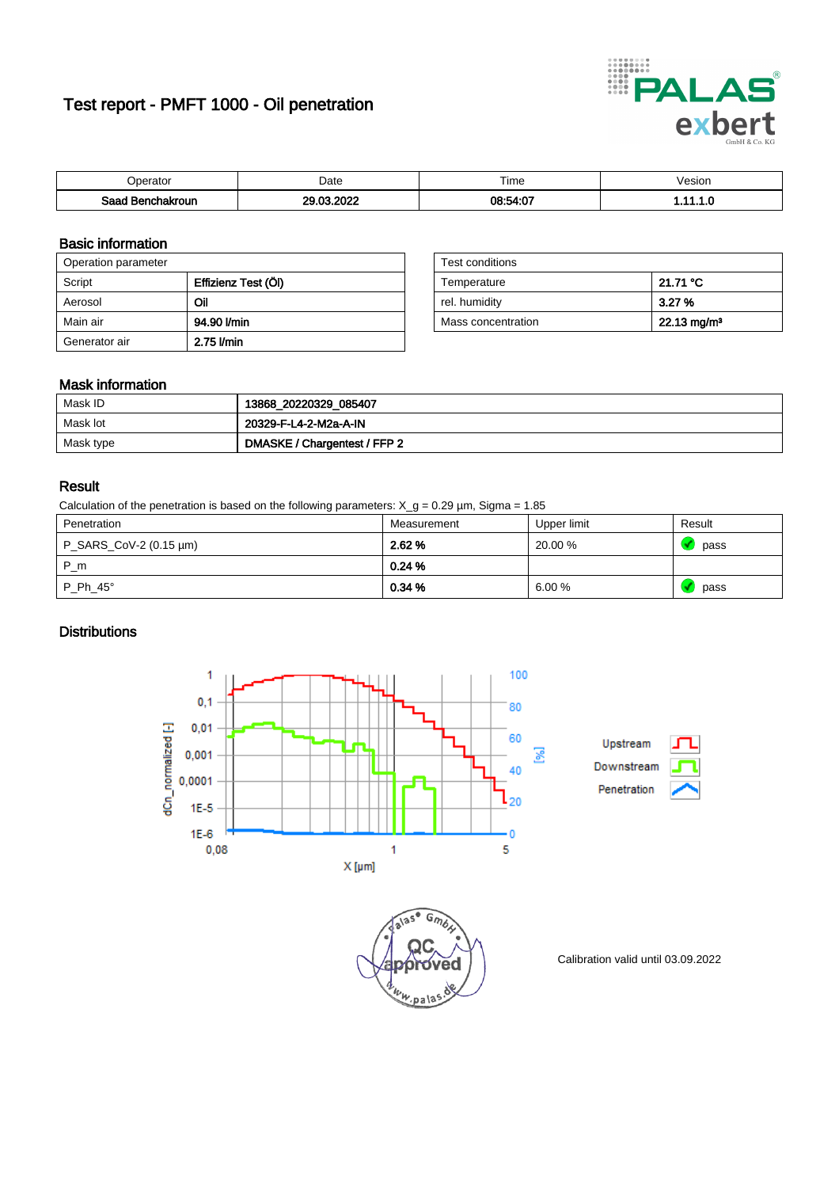# Test report - PMFT 1000 - Oil penetration

PALAS exbert GmbH & Co. KG

| Operator | Date | Time | Vesion |
|---|---|---|---|
| **Saad Benchakroun** | **29.03.2022** | **08:54:07** | **1.11.1.0** |

## Basic information

| Operation parameter | |
|---|---|
| Script | **Effizienz Test (Öl)** |
| Aerosol | **Oil** |
| Main air | **94.90 l/min** |
| Generator air | **2.75 l/min** |

| Test conditions | |
|---|---|
| Temperature | **21.71 °C** |
| rel. humidity | **3.27 %** |
| Mass concentration | **22.13 mg/m³** |

## Mask information

| | |
|---|---|
| Mask ID | **13868_20220329_085407** |
| Mask lot | **20329-F-L4-2-M2a-A-IN** |
| Mask type | **DMASKE / Chargentest / FFP 2** |

## Result

Calculation of the penetration is based on the following parameters: X_g = 0.29 µm, Sigma = 1.85

| Penetration | Measurement | Upper limit | Result |
|---|---|---|---|
| P_SARS_CoV-2 (0.15 µm) | **2.62 %** | 20.00 % | pass |
| P_m | **0.24 %** | | |
| P_Ph_45° | **0.34 %** | 6.00 % | pass |

## Distributions

dCn_normalized [-]
1
0,1
0,01
0,001
0,0001
1E-5
1E-6
0,08
1
5
X [µm]
[%]
100
80
60
40
20
0
Upstream
Downstream
Penetration

Palas® GmbH QC approved www.palas.de

Calibration valid until 03.09.2022